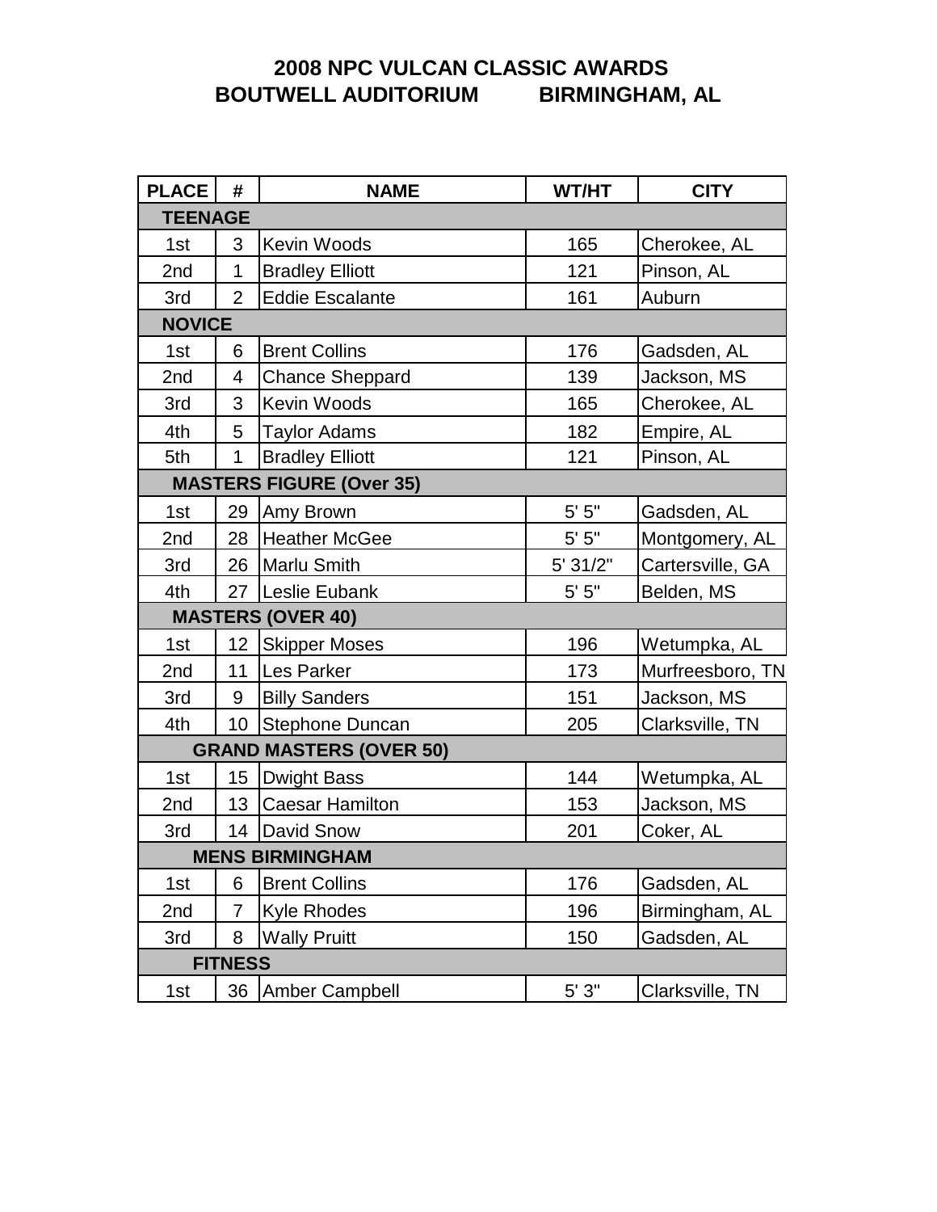# 2008 NPC VULCAN CLASSIC AWARDS
## BOUTWELL AUDITORIUM BIRMINGHAM, AL

| PLACE | # | NAME | WT/HT | CITY |
|---|---|---|---|---|
| **TEENAGE** | | | | |
| 1st | 3 | Kevin Woods | 165 | Cherokee, AL |
| 2nd | 1 | Bradley Elliott | 121 | Pinson, AL |
| 3rd | 2 | Eddie Escalante | 161 | Auburn |
| **NOVICE** | | | | |
| 1st | 6 | Brent Collins | 176 | Gadsden, AL |
| 2nd | 4 | Chance Sheppard | 139 | Jackson, MS |
| 3rd | 3 | Kevin Woods | 165 | Cherokee, AL |
| 4th | 5 | Taylor Adams | 182 | Empire, AL |
| 5th | 1 | Bradley Elliott | 121 | Pinson, AL |
| **MASTERS FIGURE (Over 35)** | | | | |
| 1st | 29 | Amy Brown | 5' 5" | Gadsden, AL |
| 2nd | 28 | Heather McGee | 5' 5" | Montgomery, AL |
| 3rd | 26 | Marlu Smith | 5' 31/2" | Cartersville, GA |
| 4th | 27 | Leslie Eubank | 5' 5" | Belden, MS |
| **MASTERS (OVER 40)** | | | | |
| 1st | 12 | Skipper Moses | 196 | Wetumpka, AL |
| 2nd | 11 | Les Parker | 173 | Murfreesboro, TN |
| 3rd | 9 | Billy Sanders | 151 | Jackson, MS |
| 4th | 10 | Stephone Duncan | 205 | Clarksville, TN |
| **GRAND MASTERS (OVER 50)** | | | | |
| 1st | 15 | Dwight Bass | 144 | Wetumpka, AL |
| 2nd | 13 | Caesar Hamilton | 153 | Jackson, MS |
| 3rd | 14 | David Snow | 201 | Coker, AL |
| **MENS BIRMINGHAM** | | | | |
| 1st | 6 | Brent Collins | 176 | Gadsden, AL |
| 2nd | 7 | Kyle Rhodes | 196 | Birmingham, AL |
| 3rd | 8 | Wally Pruitt | 150 | Gadsden, AL |
| **FITNESS** | | | | |
| 1st | 36 | Amber Campbell | 5' 3" | Clarksville, TN |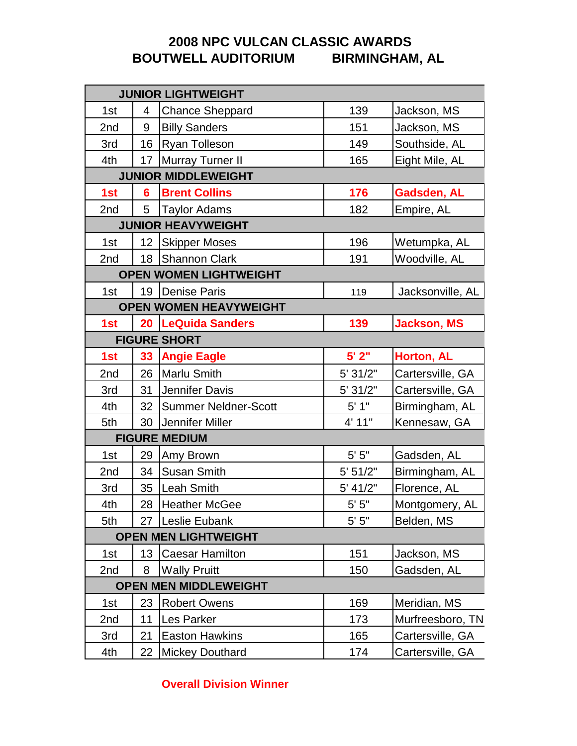# 2008 NPC VULCAN CLASSIC AWARDS
## BOUTWELL AUDITORIUM BIRMINGHAM, AL

| JUNIOR LIGHTWEIGHT | | | | |
|---|---|---|---|---|
| 1st | 4 | Chance Sheppard | 139 | Jackson, MS |
| 2nd | 9 | Billy Sanders | 151 | Jackson, MS |
| 3rd | 16 | Ryan Tolleson | 149 | Southside, AL |
| 4th | 17 | Murray Turner II | 165 | Eight Mile, AL |
| **JUNIOR MIDDLEWEIGHT** | | | | |
| **1st** | **6** | **Brent Collins** | **176** | **Gadsden, AL** |
| 2nd | 5 | Taylor Adams | 182 | Empire, AL |
| **JUNIOR HEAVYWEIGHT** | | | | |
| 1st | 12 | Skipper Moses | 196 | Wetumpka, AL |
| 2nd | 18 | Shannon Clark | 191 | Woodville, AL |
| **OPEN WOMEN LIGHTWEIGHT** | | | | |
| 1st | 19 | Denise Paris | 119 | Jacksonville, AL |
| **OPEN WOMEN HEAVYWEIGHT** | | | | |
| **1st** | **20** | **LeQuida Sanders** | **139** | **Jackson, MS** |
| **FIGURE SHORT** | | | | |
| **1st** | **33** | **Angie Eagle** | **5' 2"** | **Horton, AL** |
| 2nd | 26 | Marlu Smith | 5' 31/2" | Cartersville, GA |
| 3rd | 31 | Jennifer Davis | 5' 31/2" | Cartersville, GA |
| 4th | 32 | Summer Neldner-Scott | 5' 1" | Birmingham, AL |
| 5th | 30 | Jennifer Miller | 4' 11" | Kennesaw, GA |
| **FIGURE MEDIUM** | | | | |
| 1st | 29 | Amy Brown | 5' 5" | Gadsden, AL |
| 2nd | 34 | Susan Smith | 5' 51/2" | Birmingham, AL |
| 3rd | 35 | Leah Smith | 5' 41/2" | Florence, AL |
| 4th | 28 | Heather McGee | 5' 5" | Montgomery, AL |
| 5th | 27 | Leslie Eubank | 5' 5" | Belden, MS |
| **OPEN MEN LIGHTWEIGHT** | | | | |
| 1st | 13 | Caesar Hamilton | 151 | Jackson, MS |
| 2nd | 8 | Wally Pruitt | 150 | Gadsden, AL |
| **OPEN MEN MIDDLEWEIGHT** | | | | |
| 1st | 23 | Robert Owens | 169 | Meridian, MS |
| 2nd | 11 | Les Parker | 173 | Murfreesboro, TN |
| 3rd | 21 | Easton Hawkins | 165 | Cartersville, GA |
| 4th | 22 | Mickey Douthard | 174 | Cartersville, GA |

**Overall Division Winner**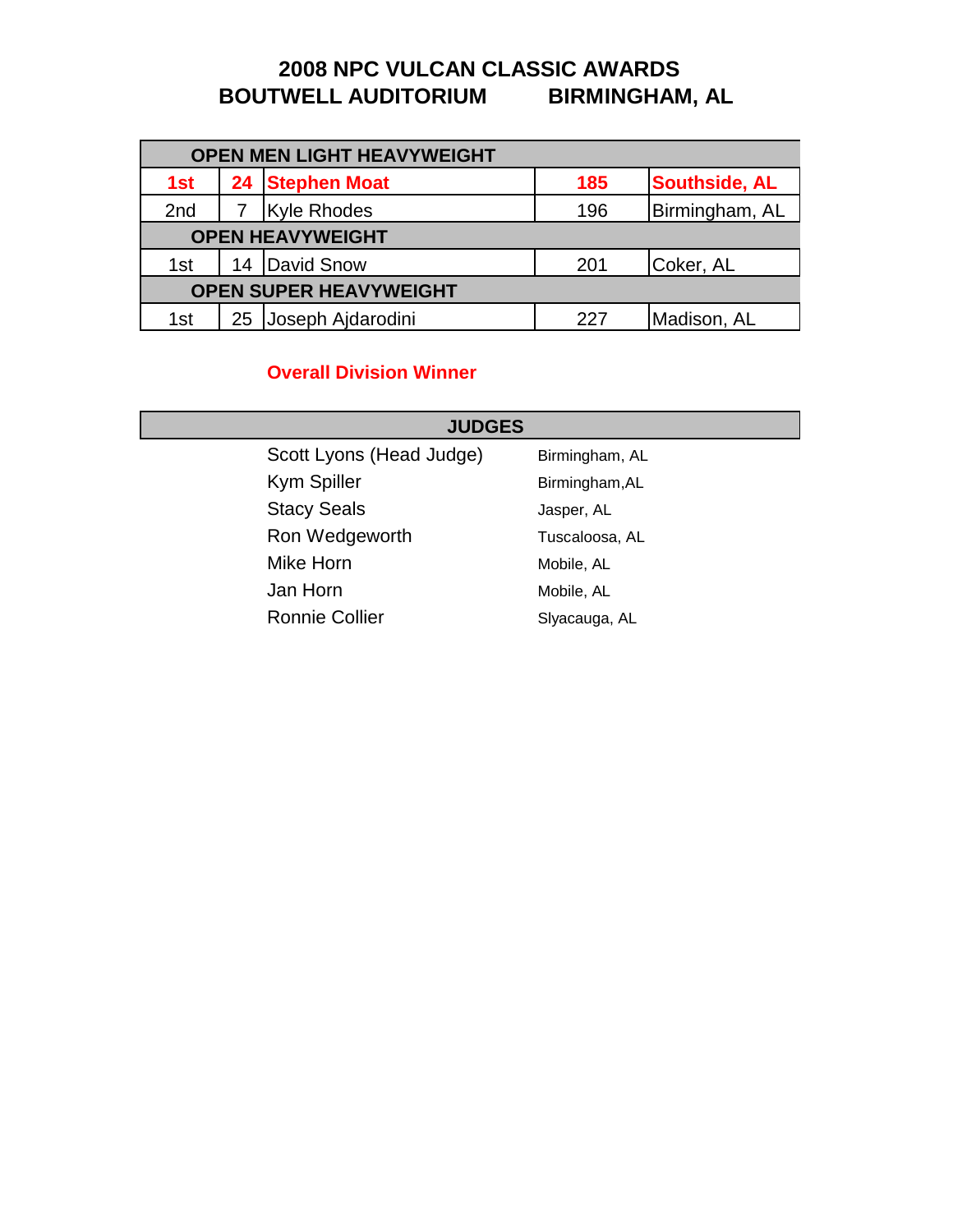# 2008 NPC VULCAN CLASSIC AWARDS
## BOUTWELL AUDITORIUM BIRMINGHAM, AL

| | | | | |
|---|---|---|---|---|
| **OPEN MEN LIGHT HEAVYWEIGHT** | | | | |
| **1st** | **24** | **Stephen Moat** | **185** | **Southside, AL** |
| 2nd | 7 | Kyle Rhodes | 196 | Birmingham, AL |
| **OPEN HEAVYWEIGHT** | | | | |
| 1st | 14 | David Snow | 201 | Coker, AL |
| **OPEN SUPER HEAVYWEIGHT** | | | | |
| 1st | 25 | Joseph Ajdarodini | 227 | Madison, AL |

**Overall Division Winner**

| JUDGES | |
|---|---|
| Scott Lyons (Head Judge) | Birmingham, AL |
| Kym Spiller | Birmingham,AL |
| Stacy Seals | Jasper, AL |
| Ron Wedgeworth | Tuscaloosa, AL |
| Mike Horn | Mobile, AL |
| Jan Horn | Mobile, AL |
| Ronnie Collier | Slyacauga, AL |